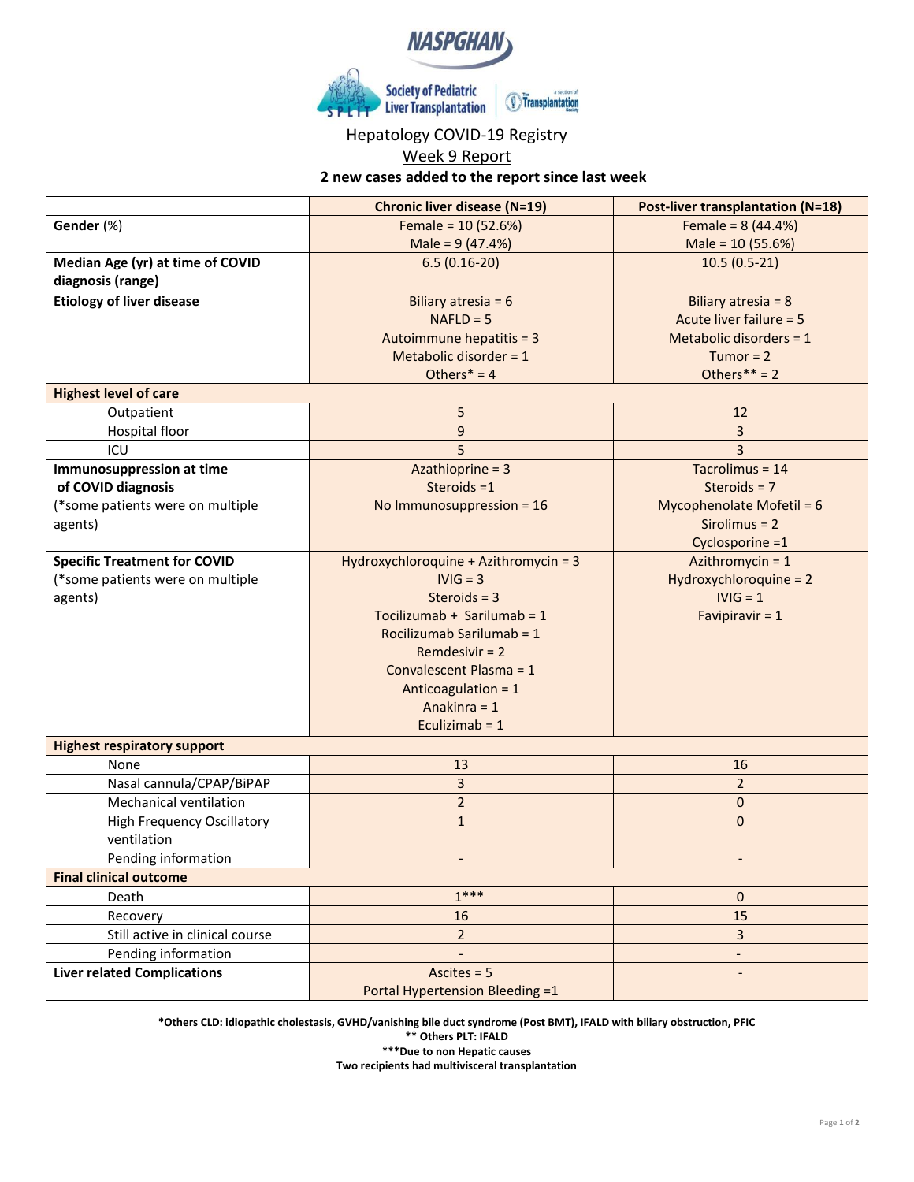NASPGHAN

Society of Pediatric Liver Transplantation | The Transplantation Society (a section of)

Hepatology COVID-19 Registry

Week 9 Report

**2 new cases added to the report since last week**

| | Chronic liver disease (N=19) | Post-liver transplantation (N=18) |
|---|---|---|
| **Gender** (%) | Female = 10 (52.6%)<br>Male = 9 (47.4%) | Female = 8 (44.4%)<br>Male = 10 (55.6%) |
| **Median Age (yr) at time of COVID diagnosis (range)** | 6.5 (0.16-20) | 10.5 (0.5-21) |
| **Etiology of liver disease** | Biliary atresia = 6<br>NAFLD = 5<br>Autoimmune hepatitis = 3<br>Metabolic disorder = 1<br>Others* = 4 | Biliary atresia = 8<br>Acute liver failure = 5<br>Metabolic disorders = 1<br>Tumor = 2<br>Others** = 2 |
| **Highest level of care** | | |
| Outpatient | 5 | 12 |
| Hospital floor | 9 | 3 |
| ICU | 5 | 3 |
| **Immunosuppression at time of COVID diagnosis** (*some patients were on multiple agents) | Azathioprine = 3<br>Steroids =1<br>No Immunosuppression = 16 | Tacrolimus = 14<br>Steroids = 7<br>Mycophenolate Mofetil = 6<br>Sirolimus = 2<br>Cyclosporine =1 |
| **Specific Treatment for COVID** (*some patients were on multiple agents) | Hydroxychloroquine + Azithromycin = 3<br>IVIG = 3<br>Steroids = 3<br>Tocilizumab + Sarilumab = 1<br>Rocilizumab Sarilumab = 1<br>Remdesivir = 2<br>Convalescent Plasma = 1<br>Anticoagulation = 1<br>Anakinra = 1<br>Eculizimab = 1 | Azithromycin = 1<br>Hydroxychloroquine = 2<br>IVIG = 1<br>Favipiravir = 1 |
| **Highest respiratory support** | | |
| None | 13 | 16 |
| Nasal cannula/CPAP/BiPAP | 3 | 2 |
| Mechanical ventilation | 2 | 0 |
| High Frequency Oscillatory ventilation | 1 | 0 |
| Pending information | - | - |
| **Final clinical outcome** | | |
| Death | 1*** | 0 |
| Recovery | 16 | 15 |
| Still active in clinical course | 2 | 3 |
| Pending information | - | - |
| **Liver related Complications** | Ascites = 5<br>Portal Hypertension Bleeding =1 | - |

**\*Others CLD: idiopathic cholestasis, GVHD/vanishing bile duct syndrome (Post BMT), IFALD with biliary obstruction, PFIC**

**\*\* Others PLT: IFALD**

**\*\*\*Due to non Hepatic causes**

**Two recipients had multivisceral transplantation**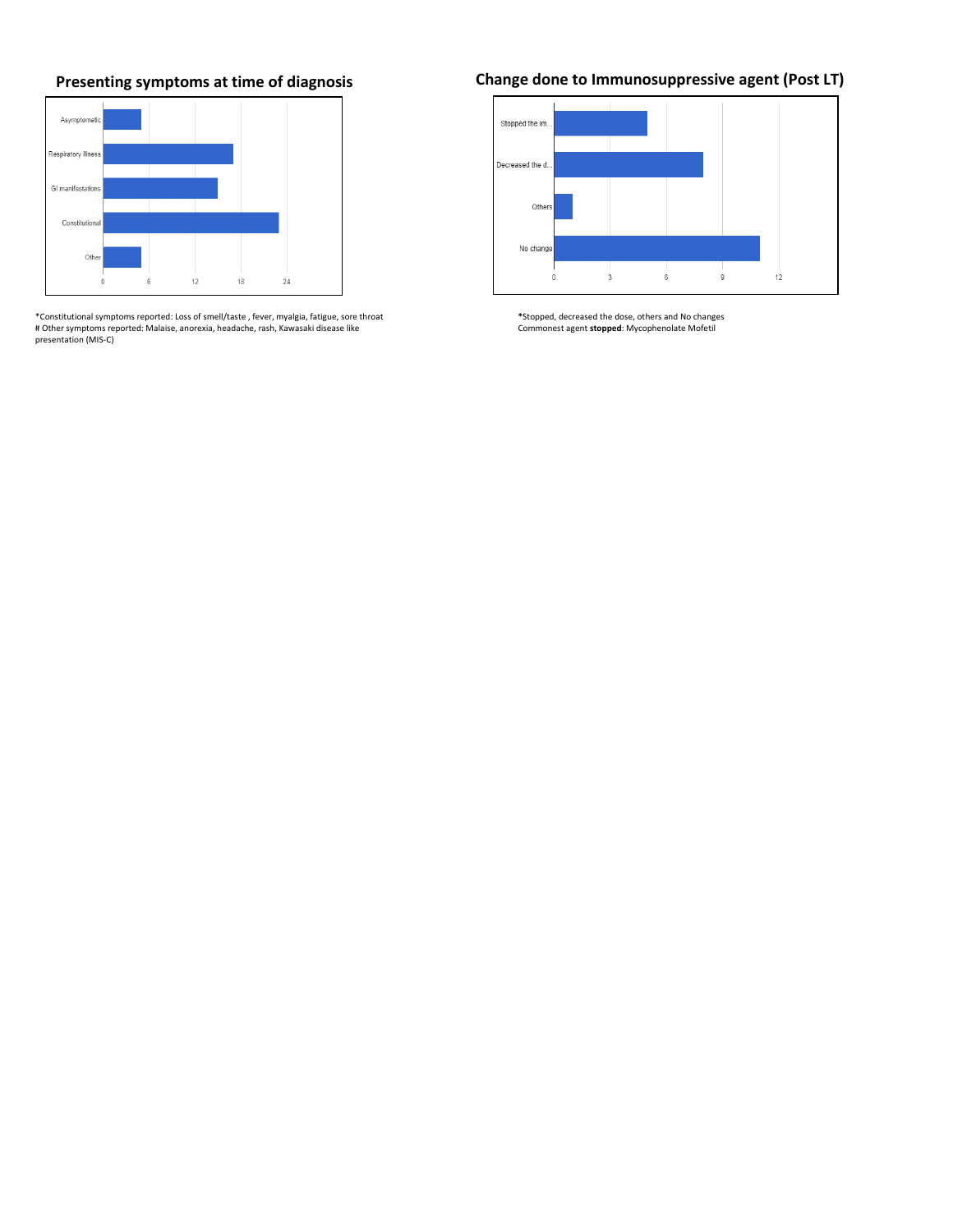## Presenting symptoms at time of diagnosis

Asymptomatic
Respiratory illness
GI manifestations
Constitutional
Other

0 6 12 18 24

*Constitutional symptoms reported: Loss of smell/taste , fever, myalgia, fatigue, sore throat
# Other symptoms reported: Malaise, anorexia, headache, rash, Kawasaki disease like presentation (MIS-C)

## Change done to Immunosuppressive agent (Post LT)

Stopped the im...
Decreased the d...
Others
No change

0 3 6 9 12

*Stopped, decreased the dose, others and No changes
Commonest agent **stopped**: Mycophenolate Mofetil